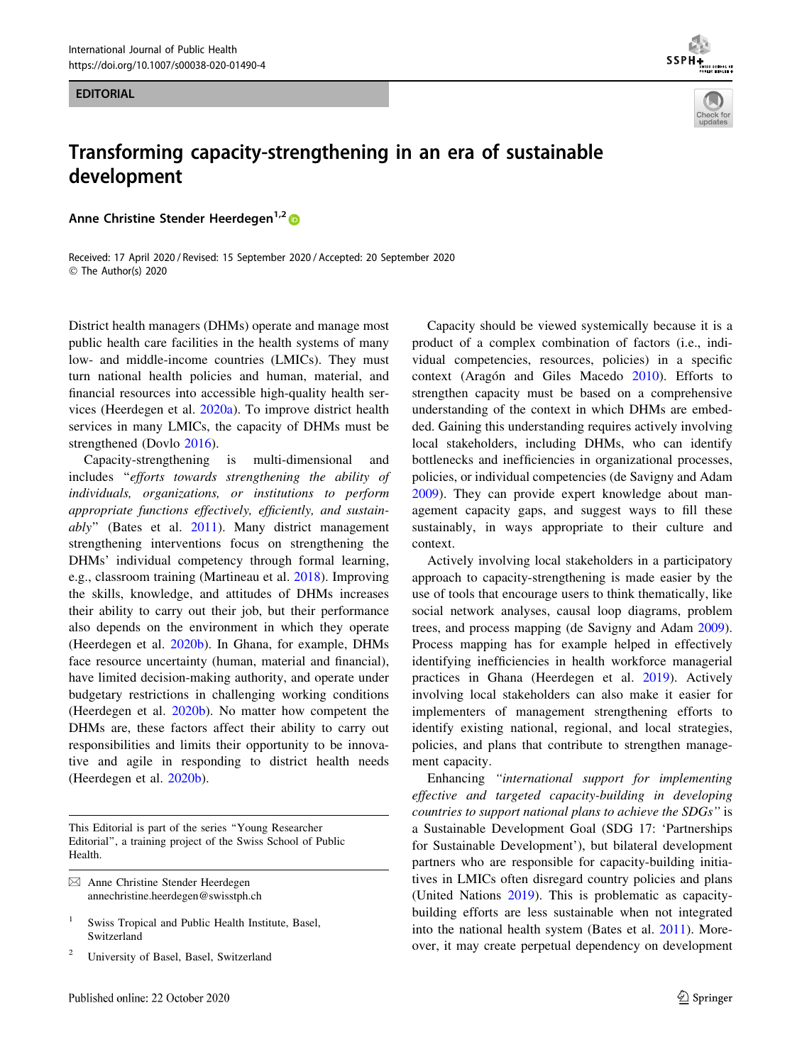EDITORIAL

# Transforming capacity-strengthening in an era of sustainable development

**Anne Christine Stender Heerdegen**[1,2]

Received: 17 April 2020 / Revised: 15 September 2020 / Accepted: 20 September 2020
© The Author(s) 2020

District health managers (DHMs) operate and manage most public health care facilities in the health systems of many low- and middle-income countries (LMICs). They must turn national health policies and human, material, and financial resources into accessible high-quality health services (Heerdegen et al. 2020a). To improve district health services in many LMICs, the capacity of DHMs must be strengthened (Dovlo 2016).

Capacity-strengthening is multi-dimensional and includes "*efforts towards strengthening the ability of individuals, organizations, or institutions to perform appropriate functions effectively, efficiently, and sustainably*" (Bates et al. 2011). Many district management strengthening interventions focus on strengthening the DHMs' individual competency through formal learning, e.g., classroom training (Martineau et al. 2018). Improving the skills, knowledge, and attitudes of DHMs increases their ability to carry out their job, but their performance also depends on the environment in which they operate (Heerdegen et al. 2020b). In Ghana, for example, DHMs face resource uncertainty (human, material and financial), have limited decision-making authority, and operate under budgetary restrictions in challenging working conditions (Heerdegen et al. 2020b). No matter how competent the DHMs are, these factors affect their ability to carry out responsibilities and limits their opportunity to be innovative and agile in responding to district health needs (Heerdegen et al. 2020b).

Capacity should be viewed systemically because it is a product of a complex combination of factors (i.e., individual competencies, resources, policies) in a specific context (Aragón and Giles Macedo 2010). Efforts to strengthen capacity must be based on a comprehensive understanding of the context in which DHMs are embedded. Gaining this understanding requires actively involving local stakeholders, including DHMs, who can identify bottlenecks and inefficiencies in organizational processes, policies, or individual competencies (de Savigny and Adam 2009). They can provide expert knowledge about management capacity gaps, and suggest ways to fill these sustainably, in ways appropriate to their culture and context.

Actively involving local stakeholders in a participatory approach to capacity-strengthening is made easier by the use of tools that encourage users to think thematically, like social network analyses, causal loop diagrams, problem trees, and process mapping (de Savigny and Adam 2009). Process mapping has for example helped in effectively identifying inefficiencies in health workforce managerial practices in Ghana (Heerdegen et al. 2019). Actively involving local stakeholders can also make it easier for implementers of management strengthening efforts to identify existing national, regional, and local strategies, policies, and plans that contribute to strengthen management capacity.

Enhancing *"international support for implementing effective and targeted capacity-building in developing countries to support national plans to achieve the SDGs"* is a Sustainable Development Goal (SDG 17: 'Partnerships for Sustainable Development'), but bilateral development partners who are responsible for capacity-building initiatives in LMICs often disregard country policies and plans (United Nations 2019). This is problematic as capacity-building efforts are less sustainable when not integrated into the national health system (Bates et al. 2011). Moreover, it may create perpetual dependency on development

---

This Editorial is part of the series "Young Researcher Editorial", a training project of the Swiss School of Public Health.

✉ Anne Christine Stender Heerdegen
annechristine.heerdegen@swisstph.ch

[1] Swiss Tropical and Public Health Institute, Basel, Switzerland

[2] University of Basel, Basel, Switzerland

Published online: 22 October 2020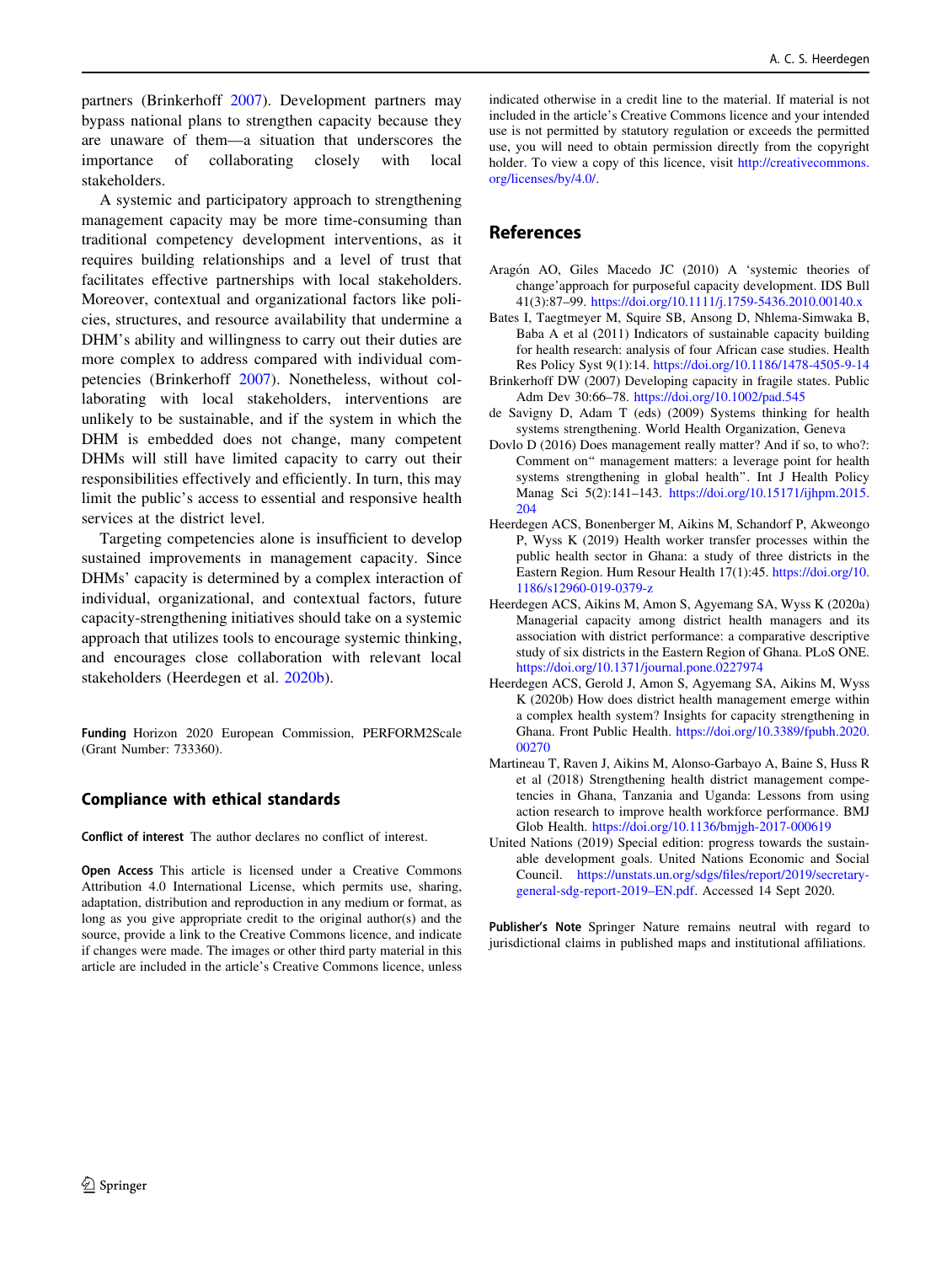partners (Brinkerhoff 2007). Development partners may bypass national plans to strengthen capacity because they are unaware of them—a situation that underscores the importance of collaborating closely with local stakeholders.

A systemic and participatory approach to strengthening management capacity may be more time-consuming than traditional competency development interventions, as it requires building relationships and a level of trust that facilitates effective partnerships with local stakeholders. Moreover, contextual and organizational factors like policies, structures, and resource availability that undermine a DHM's ability and willingness to carry out their duties are more complex to address compared with individual competencies (Brinkerhoff 2007). Nonetheless, without collaborating with local stakeholders, interventions are unlikely to be sustainable, and if the system in which the DHM is embedded does not change, many competent DHMs will still have limited capacity to carry out their responsibilities effectively and efficiently. In turn, this may limit the public's access to essential and responsive health services at the district level.

Targeting competencies alone is insufficient to develop sustained improvements in management capacity. Since DHMs' capacity is determined by a complex interaction of individual, organizational, and contextual factors, future capacity-strengthening initiatives should take on a systemic approach that utilizes tools to encourage systemic thinking, and encourages close collaboration with relevant local stakeholders (Heerdegen et al. 2020b).

**Funding** Horizon 2020 European Commission, PERFORM2Scale (Grant Number: 733360).

## Compliance with ethical standards

**Conflict of interest** The author declares no conflict of interest.

**Open Access** This article is licensed under a Creative Commons Attribution 4.0 International License, which permits use, sharing, adaptation, distribution and reproduction in any medium or format, as long as you give appropriate credit to the original author(s) and the source, provide a link to the Creative Commons licence, and indicate if changes were made. The images or other third party material in this article are included in the article's Creative Commons licence, unless indicated otherwise in a credit line to the material. If material is not included in the article's Creative Commons licence and your intended use is not permitted by statutory regulation or exceeds the permitted use, you will need to obtain permission directly from the copyright holder. To view a copy of this licence, visit http://creativecommons.org/licenses/by/4.0/.

## References

Aragón AO, Giles Macedo JC (2010) A 'systemic theories of change'approach for purposeful capacity development. IDS Bull 41(3):87–99. https://doi.org/10.1111/j.1759-5436.2010.00140.x

Bates I, Taegtmeyer M, Squire SB, Ansong D, Nhlema-Simwaka B, Baba A et al (2011) Indicators of sustainable capacity building for health research: analysis of four African case studies. Health Res Policy Syst 9(1):14. https://doi.org/10.1186/1478-4505-9-14

Brinkerhoff DW (2007) Developing capacity in fragile states. Public Adm Dev 30:66–78. https://doi.org/10.1002/pad.545

de Savigny D, Adam T (eds) (2009) Systems thinking for health systems strengthening. World Health Organization, Geneva

Dovlo D (2016) Does management really matter? And if so, to who?: Comment on" management matters: a leverage point for health systems strengthening in global health". Int J Health Policy Manag Sci 5(2):141–143. https://doi.org/10.15171/ijhpm.2015.204

Heerdegen ACS, Bonenberger M, Aikins M, Schandorf P, Akweongo P, Wyss K (2019) Health worker transfer processes within the public health sector in Ghana: a study of three districts in the Eastern Region. Hum Resour Health 17(1):45. https://doi.org/10.1186/s12960-019-0379-z

Heerdegen ACS, Aikins M, Amon S, Agyemang SA, Wyss K (2020a) Managerial capacity among district health managers and its association with district performance: a comparative descriptive study of six districts in the Eastern Region of Ghana. PLoS ONE. https://doi.org/10.1371/journal.pone.0227974

Heerdegen ACS, Gerold J, Amon S, Agyemang SA, Aikins M, Wyss K (2020b) How does district health management emerge within a complex health system? Insights for capacity strengthening in Ghana. Front Public Health. https://doi.org/10.3389/fpubh.2020.00270

Martineau T, Raven J, Aikins M, Alonso-Garbayo A, Baine S, Huss R et al (2018) Strengthening health district management competencies in Ghana, Tanzania and Uganda: Lessons from using action research to improve health workforce performance. BMJ Glob Health. https://doi.org/10.1136/bmjgh-2017-000619

United Nations (2019) Special edition: progress towards the sustainable development goals. United Nations Economic and Social Council. https://unstats.un.org/sdgs/files/report/2019/secretary-general-sdg-report-2019–EN.pdf. Accessed 14 Sept 2020.

**Publisher's Note** Springer Nature remains neutral with regard to jurisdictional claims in published maps and institutional affiliations.